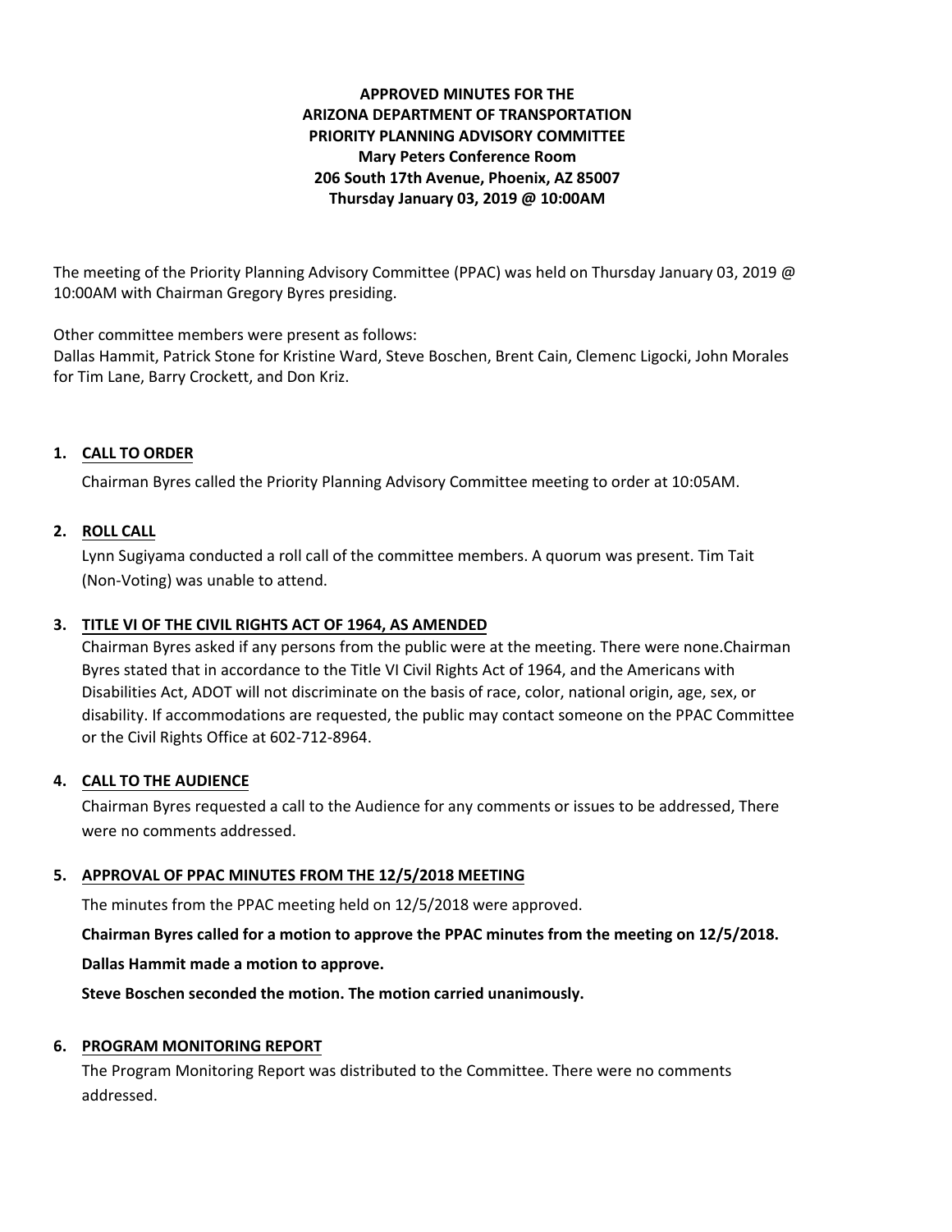**APPROVED MINUTES FOR THE**
**ARIZONA DEPARTMENT OF TRANSPORTATION**
**PRIORITY PLANNING ADVISORY COMMITTEE**
**Mary Peters Conference Room**
**206 South 17th Avenue, Phoenix, AZ 85007**
**Thursday January 03, 2019 @ 10:00AM**

The meeting of the Priority Planning Advisory Committee (PPAC) was held on Thursday January 03, 2019 @ 10:00AM with Chairman Gregory Byres presiding.

Other committee members were present as follows:
Dallas Hammit, Patrick Stone for Kristine Ward, Steve Boschen, Brent Cain, Clemenc Ligocki, John Morales for Tim Lane, Barry Crockett, and Don Kriz.

## 1. CALL TO ORDER

Chairman Byres called the Priority Planning Advisory Committee meeting to order at 10:05AM.

## 2. ROLL CALL

Lynn Sugiyama conducted a roll call of the committee members. A quorum was present. Tim Tait (Non-Voting) was unable to attend.

## 3. TITLE VI OF THE CIVIL RIGHTS ACT OF 1964, AS AMENDED

Chairman Byres asked if any persons from the public were at the meeting. There were none.Chairman Byres stated that in accordance to the Title VI Civil Rights Act of 1964, and the Americans with Disabilities Act, ADOT will not discriminate on the basis of race, color, national origin, age, sex, or disability. If accommodations are requested, the public may contact someone on the PPAC Committee or the Civil Rights Office at 602-712-8964.

## 4. CALL TO THE AUDIENCE

Chairman Byres requested a call to the Audience for any comments or issues to be addressed, There were no comments addressed.

## 5. APPROVAL OF PPAC MINUTES FROM THE 12/5/2018 MEETING

The minutes from the PPAC meeting held on 12/5/2018 were approved.

**Chairman Byres called for a motion to approve the PPAC minutes from the meeting on 12/5/2018.**

**Dallas Hammit made a motion to approve.**

**Steve Boschen seconded the motion. The motion carried unanimously.**

## 6. PROGRAM MONITORING REPORT

The Program Monitoring Report was distributed to the Committee. There were no comments addressed.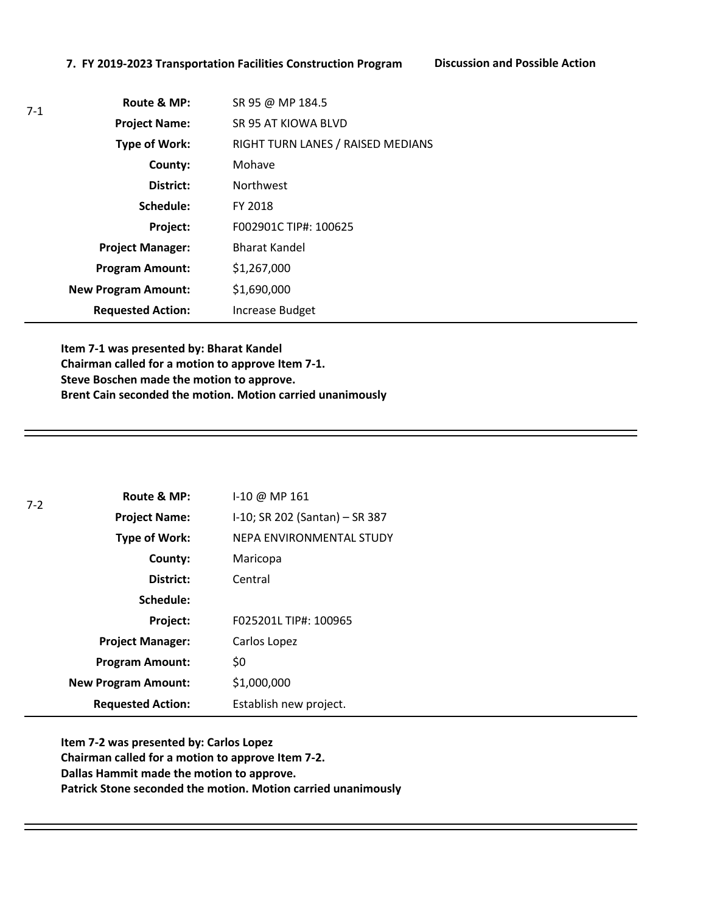**7. FY 2019-2023 Transportation Facilities Construction Program** **Discussion and Possible Action**

7-1

| | |
|---|---|
| **Route & MP:** | SR 95 @ MP 184.5 |
| **Project Name:** | SR 95 AT KIOWA BLVD |
| **Type of Work:** | RIGHT TURN LANES / RAISED MEDIANS |
| **County:** | Mohave |
| **District:** | Northwest |
| **Schedule:** | FY 2018 |
| **Project:** | F002901C TIP#: 100625 |
| **Project Manager:** | Bharat Kandel |
| **Program Amount:** | $1,267,000 |
| **New Program Amount:** | $1,690,000 |
| **Requested Action:** | Increase Budget |

**Item 7-1 was presented by: Bharat Kandel**
**Chairman called for a motion to approve Item 7-1.**
**Steve Boschen made the motion to approve.**
**Brent Cain seconded the motion. Motion carried unanimously**

---

7-2

| | |
|---|---|
| **Route & MP:** | I-10 @ MP 161 |
| **Project Name:** | I-10; SR 202 (Santan) – SR 387 |
| **Type of Work:** | NEPA ENVIRONMENTAL STUDY |
| **County:** | Maricopa |
| **District:** | Central |
| **Schedule:** | |
| **Project:** | F025201L TIP#: 100965 |
| **Project Manager:** | Carlos Lopez |
| **Program Amount:** | $0 |
| **New Program Amount:** | $1,000,000 |
| **Requested Action:** | Establish new project. |

**Item 7-2 was presented by: Carlos Lopez**
**Chairman called for a motion to approve Item 7-2.**
**Dallas Hammit made the motion to approve.**
**Patrick Stone seconded the motion. Motion carried unanimously**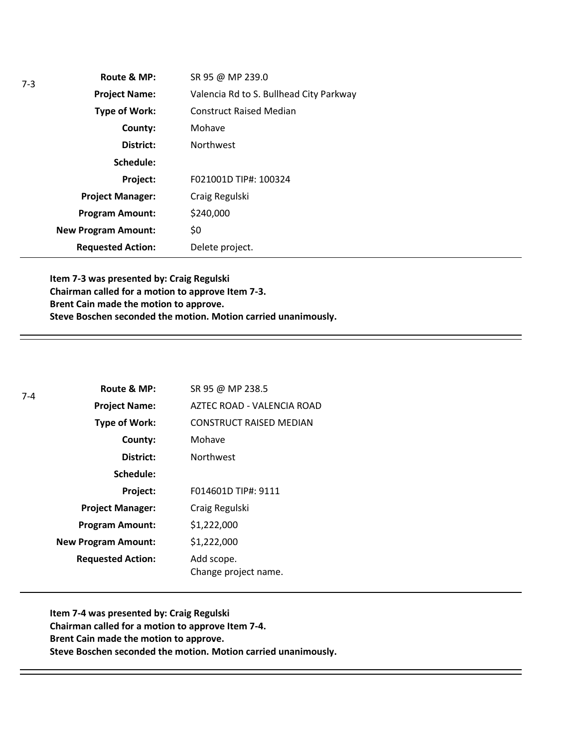7-3

| | |
|---|---|
| **Route & MP:** | SR 95 @ MP 239.0 |
| **Project Name:** | Valencia Rd to S. Bullhead City Parkway |
| **Type of Work:** | Construct Raised Median |
| **County:** | Mohave |
| **District:** | Northwest |
| **Schedule:** | |
| **Project:** | F021001D TIP#: 100324 |
| **Project Manager:** | Craig Regulski |
| **Program Amount:** | $240,000 |
| **New Program Amount:** | $0 |
| **Requested Action:** | Delete project. |

**Item 7-3 was presented by: Craig Regulski**
**Chairman called for a motion to approve Item 7-3.**
**Brent Cain made the motion to approve.**
**Steve Boschen seconded the motion. Motion carried unanimously.**

---

7-4

| | |
|---|---|
| **Route & MP:** | SR 95 @ MP 238.5 |
| **Project Name:** | AZTEC ROAD - VALENCIA ROAD |
| **Type of Work:** | CONSTRUCT RAISED MEDIAN |
| **County:** | Mohave |
| **District:** | Northwest |
| **Schedule:** | |
| **Project:** | F014601D TIP#: 9111 |
| **Project Manager:** | Craig Regulski |
| **Program Amount:** | $1,222,000 |
| **New Program Amount:** | $1,222,000 |
| **Requested Action:** | Add scope.<br>Change project name. |

**Item 7-4 was presented by: Craig Regulski**
**Chairman called for a motion to approve Item 7-4.**
**Brent Cain made the motion to approve.**
**Steve Boschen seconded the motion. Motion carried unanimously.**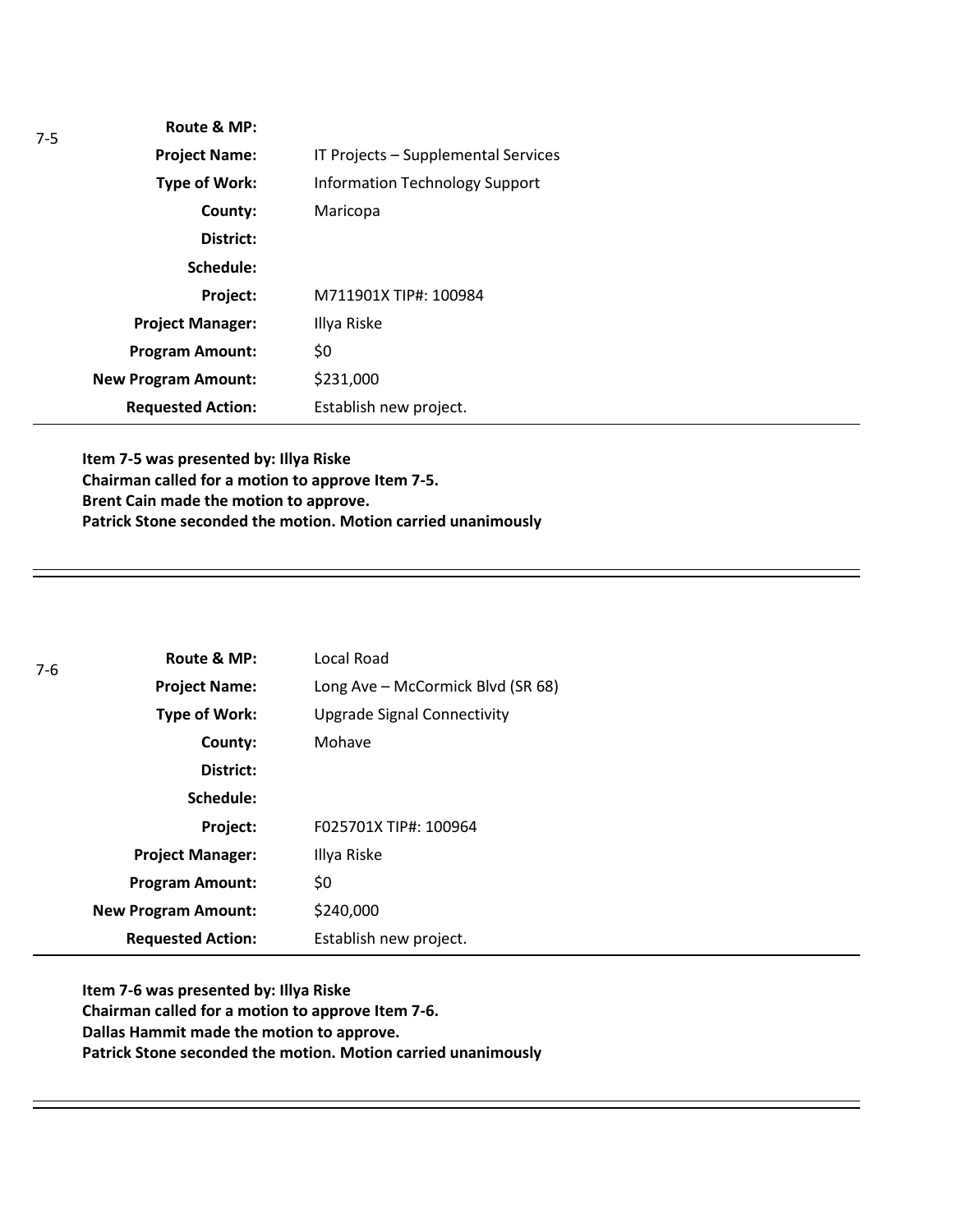7-5

| | |
|---|---|
| **Route & MP:** | |
| **Project Name:** | IT Projects – Supplemental Services |
| **Type of Work:** | Information Technology Support |
| **County:** | Maricopa |
| **District:** | |
| **Schedule:** | |
| **Project:** | M711901X TIP#: 100984 |
| **Project Manager:** | Illya Riske |
| **Program Amount:** | $0 |
| **New Program Amount:** | $231,000 |
| **Requested Action:** | Establish new project. |

**Item 7-5 was presented by: Illya Riske**
**Chairman called for a motion to approve Item 7-5.**
**Brent Cain made the motion to approve.**
**Patrick Stone seconded the motion. Motion carried unanimously**

---

7-6

| | |
|---|---|
| **Route & MP:** | Local Road |
| **Project Name:** | Long Ave – McCormick Blvd (SR 68) |
| **Type of Work:** | Upgrade Signal Connectivity |
| **County:** | Mohave |
| **District:** | |
| **Schedule:** | |
| **Project:** | F025701X TIP#: 100964 |
| **Project Manager:** | Illya Riske |
| **Program Amount:** | $0 |
| **New Program Amount:** | $240,000 |
| **Requested Action:** | Establish new project. |

**Item 7-6 was presented by: Illya Riske**
**Chairman called for a motion to approve Item 7-6.**
**Dallas Hammit made the motion to approve.**
**Patrick Stone seconded the motion. Motion carried unanimously**

---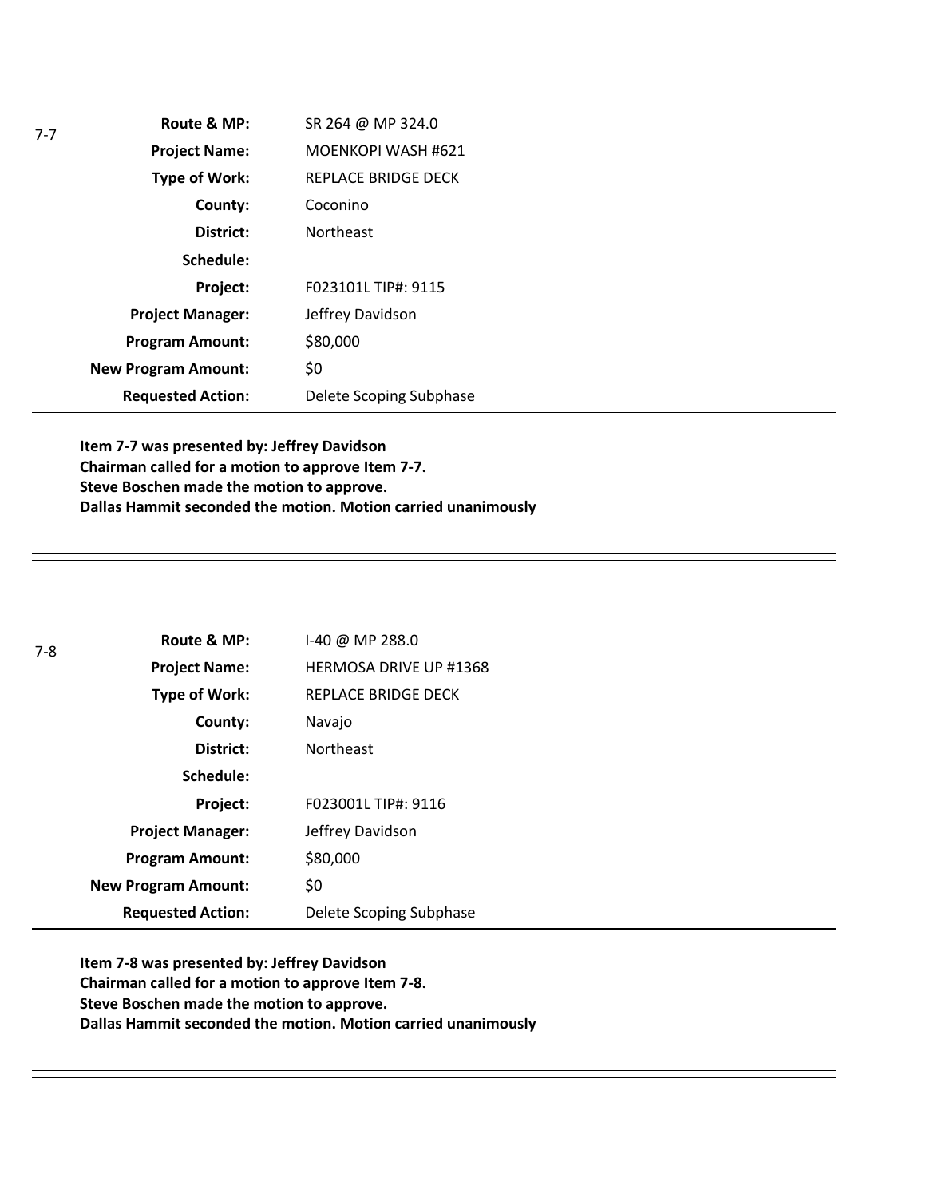7-7

| | |
|---|---|
| **Route & MP:** | SR 264 @ MP 324.0 |
| **Project Name:** | MOENKOPI WASH #621 |
| **Type of Work:** | REPLACE BRIDGE DECK |
| **County:** | Coconino |
| **District:** | Northeast |
| **Schedule:** | |
| **Project:** | F023101L TIP#: 9115 |
| **Project Manager:** | Jeffrey Davidson |
| **Program Amount:** | $80,000 |
| **New Program Amount:** | $0 |
| **Requested Action:** | Delete Scoping Subphase |

**Item 7-7 was presented by: Jeffrey Davidson**
**Chairman called for a motion to approve Item 7-7.**
**Steve Boschen made the motion to approve.**
**Dallas Hammit seconded the motion. Motion carried unanimously**

---

7-8

| | |
|---|---|
| **Route & MP:** | I-40 @ MP 288.0 |
| **Project Name:** | HERMOSA DRIVE UP #1368 |
| **Type of Work:** | REPLACE BRIDGE DECK |
| **County:** | Navajo |
| **District:** | Northeast |
| **Schedule:** | |
| **Project:** | F023001L TIP#: 9116 |
| **Project Manager:** | Jeffrey Davidson |
| **Program Amount:** | $80,000 |
| **New Program Amount:** | $0 |
| **Requested Action:** | Delete Scoping Subphase |

**Item 7-8 was presented by: Jeffrey Davidson**
**Chairman called for a motion to approve Item 7-8.**
**Steve Boschen made the motion to approve.**
**Dallas Hammit seconded the motion. Motion carried unanimously**

---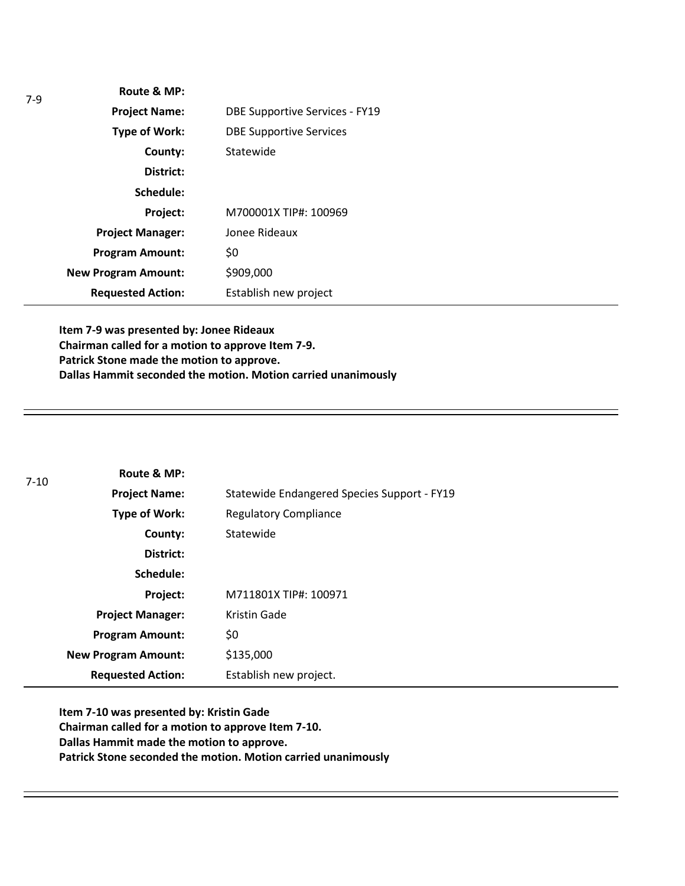7-9

| | |
|---|---|
| **Route & MP:** | |
| **Project Name:** | DBE Supportive Services - FY19 |
| **Type of Work:** | DBE Supportive Services |
| **County:** | Statewide |
| **District:** | |
| **Schedule:** | |
| **Project:** | M700001X TIP#: 100969 |
| **Project Manager:** | Jonee Rideaux |
| **Program Amount:** | $0 |
| **New Program Amount:** | $909,000 |
| **Requested Action:** | Establish new project |

**Item 7-9 was presented by: Jonee Rideaux**
**Chairman called for a motion to approve Item 7-9.**
**Patrick Stone made the motion to approve.**
**Dallas Hammit seconded the motion. Motion carried unanimously**

---

7-10

| | |
|---|---|
| **Route & MP:** | |
| **Project Name:** | Statewide Endangered Species Support - FY19 |
| **Type of Work:** | Regulatory Compliance |
| **County:** | Statewide |
| **District:** | |
| **Schedule:** | |
| **Project:** | M711801X TIP#: 100971 |
| **Project Manager:** | Kristin Gade |
| **Program Amount:** | $0 |
| **New Program Amount:** | $135,000 |
| **Requested Action:** | Establish new project. |

**Item 7-10 was presented by: Kristin Gade**
**Chairman called for a motion to approve Item 7-10.**
**Dallas Hammit made the motion to approve.**
**Patrick Stone seconded the motion. Motion carried unanimously**

---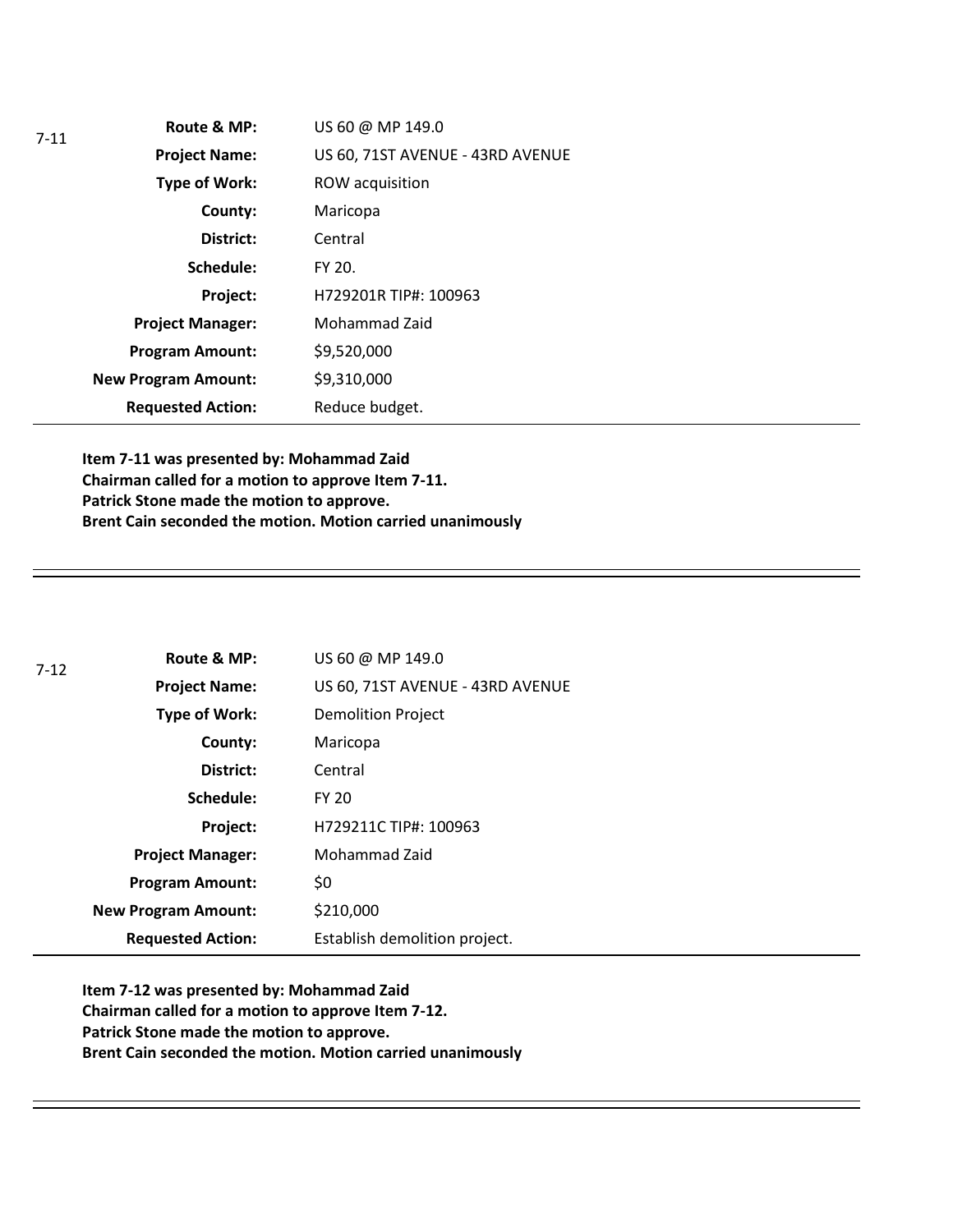7-11

| | |
|---|---|
| **Route & MP:** | US 60 @ MP 149.0 |
| **Project Name:** | US 60, 71ST AVENUE - 43RD AVENUE |
| **Type of Work:** | ROW acquisition |
| **County:** | Maricopa |
| **District:** | Central |
| **Schedule:** | FY 20. |
| **Project:** | H729201R TIP#: 100963 |
| **Project Manager:** | Mohammad Zaid |
| **Program Amount:** | $9,520,000 |
| **New Program Amount:** | $9,310,000 |
| **Requested Action:** | Reduce budget. |

**Item 7-11 was presented by: Mohammad Zaid**
**Chairman called for a motion to approve Item 7-11.**
**Patrick Stone made the motion to approve.**
**Brent Cain seconded the motion. Motion carried unanimously**

---

7-12

| | |
|---|---|
| **Route & MP:** | US 60 @ MP 149.0 |
| **Project Name:** | US 60, 71ST AVENUE - 43RD AVENUE |
| **Type of Work:** | Demolition Project |
| **County:** | Maricopa |
| **District:** | Central |
| **Schedule:** | FY 20 |
| **Project:** | H729211C TIP#: 100963 |
| **Project Manager:** | Mohammad Zaid |
| **Program Amount:** | $0 |
| **New Program Amount:** | $210,000 |
| **Requested Action:** | Establish demolition project. |

**Item 7-12 was presented by: Mohammad Zaid**
**Chairman called for a motion to approve Item 7-12.**
**Patrick Stone made the motion to approve.**
**Brent Cain seconded the motion. Motion carried unanimously**

---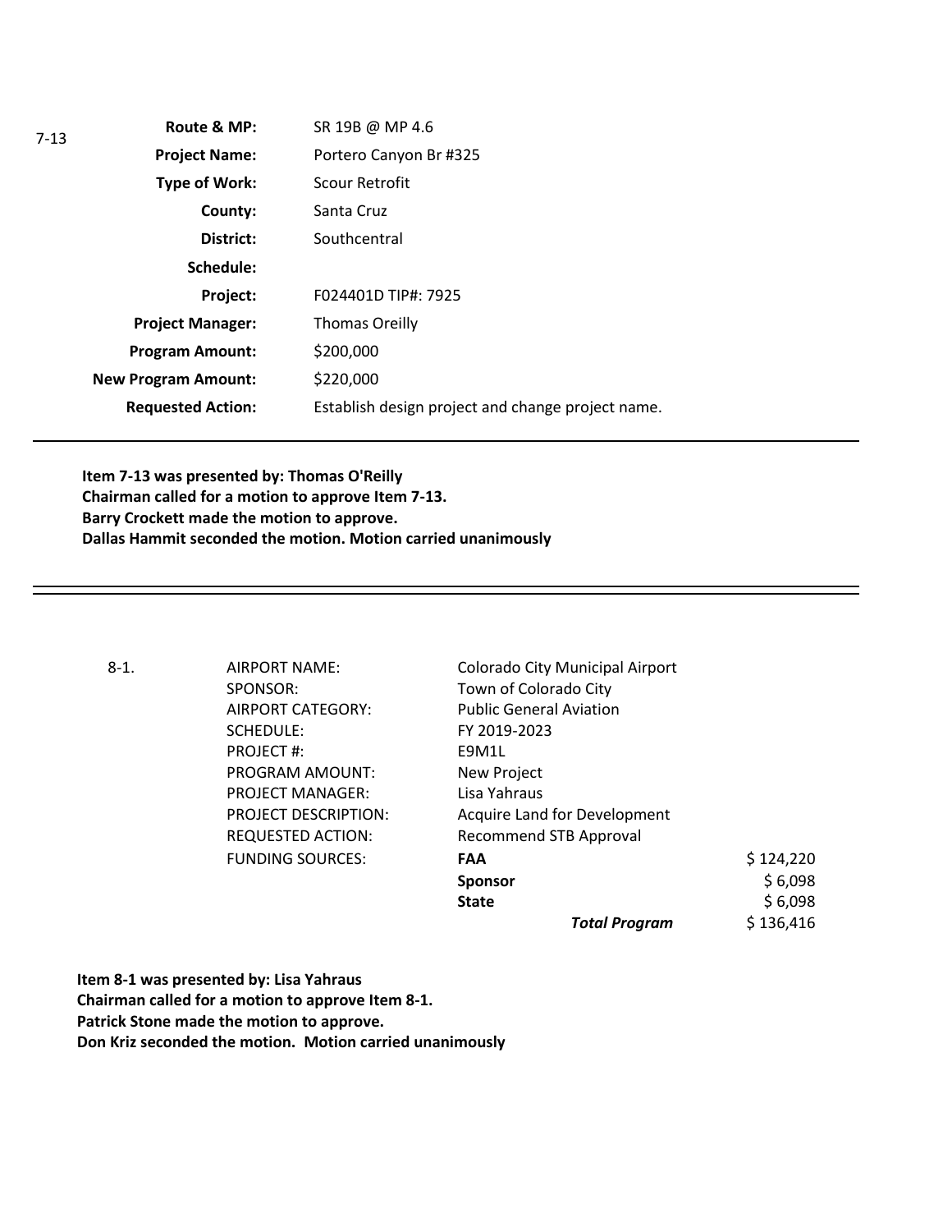7-13

| | |
|---|---|
| **Route & MP:** | SR 19B @ MP 4.6 |
| **Project Name:** | Portero Canyon Br #325 |
| **Type of Work:** | Scour Retrofit |
| **County:** | Santa Cruz |
| **District:** | Southcentral |
| **Schedule:** | |
| **Project:** | F024401D TIP#: 7925 |
| **Project Manager:** | Thomas Oreilly |
| **Program Amount:** | $200,000 |
| **New Program Amount:** | $220,000 |
| **Requested Action:** | Establish design project and change project name. |

---

**Item 7-13 was presented by: Thomas O'Reilly**
**Chairman called for a motion to approve Item 7-13.**
**Barry Crockett made the motion to approve.**
**Dallas Hammit seconded the motion. Motion carried unanimously**

---

8-1.

| | | |
|---|---|---|
| AIRPORT NAME: | Colorado City Municipal Airport | |
| SPONSOR: | Town of Colorado City | |
| AIRPORT CATEGORY: | Public General Aviation | |
| SCHEDULE: | FY 2019-2023 | |
| PROJECT #: | E9M1L | |
| PROGRAM AMOUNT: | New Project | |
| PROJECT MANAGER: | Lisa Yahraus | |
| PROJECT DESCRIPTION: | Acquire Land for Development | |
| REQUESTED ACTION: | Recommend STB Approval | |
| FUNDING SOURCES: | **FAA** | $ 124,220 |
| | **Sponsor** | $ 6,098 |
| | **State** | $ 6,098 |
| | ***Total Program*** | $ 136,416 |

**Item 8-1 was presented by: Lisa Yahraus**
**Chairman called for a motion to approve Item 8-1.**
**Patrick Stone made the motion to approve.**
**Don Kriz seconded the motion. Motion carried unanimously**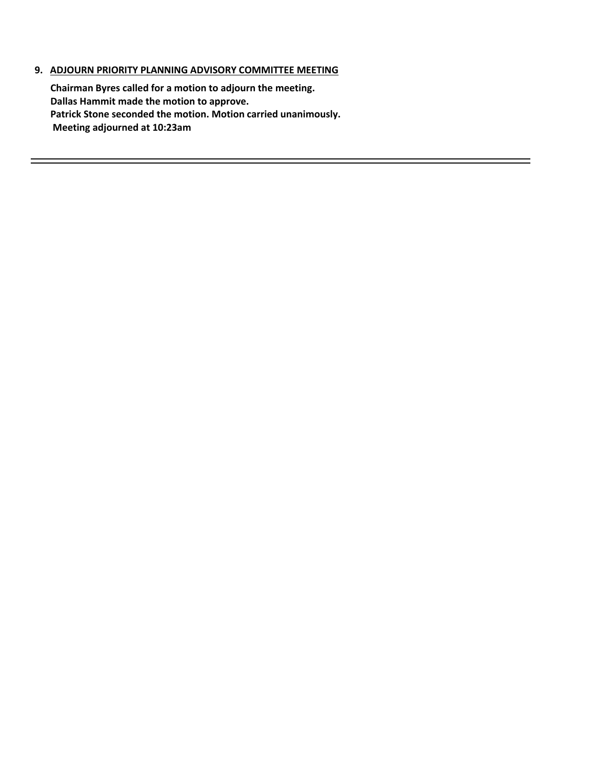## 9. ADJOURN PRIORITY PLANNING ADVISORY COMMITTEE MEETING

**Chairman Byres called for a motion to adjourn the meeting.**
**Dallas Hammit made the motion to approve.**
**Patrick Stone seconded the motion. Motion carried unanimously.**
**Meeting adjourned at 10:23am**